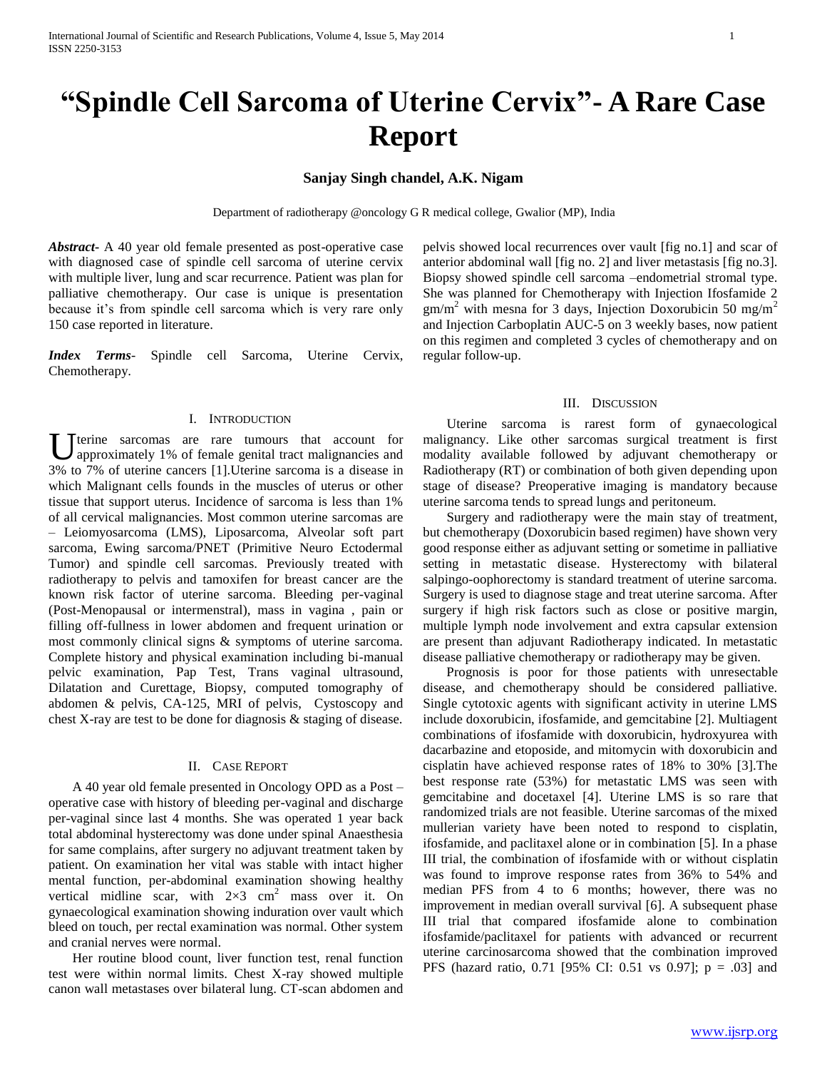# "Spindle Cell Sarcoma of Uterine Cervix"- A Rare Case Report

**Sanjay Singh chandel, A.K. Nigam**

Department of radiotherapy @oncology G R medical college, Gwalior (MP), India

***Abstract***- A 40 year old female presented as post-operative case with diagnosed case of spindle cell sarcoma of uterine cervix with multiple liver, lung and scar recurrence. Patient was plan for palliative chemotherapy. Our case is unique is presentation because it's from spindle cell sarcoma which is very rare only 150 case reported in literature.

***Index Terms***- Spindle cell Sarcoma, Uterine Cervix, Chemotherapy.

## I. Introduction

Uterine sarcomas are rare tumours that account for approximately 1% of female genital tract malignancies and 3% to 7% of uterine cancers [1].Uterine sarcoma is a disease in which Malignant cells founds in the muscles of uterus or other tissue that support uterus. Incidence of sarcoma is less than 1% of all cervical malignancies. Most common uterine sarcomas are – Leiomyosarcoma (LMS), Liposarcoma, Alveolar soft part sarcoma, Ewing sarcoma/PNET (Primitive Neuro Ectodermal Tumor) and spindle cell sarcomas. Previously treated with radiotherapy to pelvis and tamoxifen for breast cancer are the known risk factor of uterine sarcoma. Bleeding per-vaginal (Post-Menopausal or intermenstral), mass in vagina , pain or filling off-fullness in lower abdomen and frequent urination or most commonly clinical signs & symptoms of uterine sarcoma. Complete history and physical examination including bi-manual pelvic examination, Pap Test, Trans vaginal ultrasound, Dilatation and Curettage, Biopsy, computed tomography of abdomen & pelvis, CA-125, MRI of pelvis, Cystoscopy and chest X-ray are test to be done for diagnosis & staging of disease.

## II. Case Report

A 40 year old female presented in Oncology OPD as a Post –operative case with history of bleeding per-vaginal and discharge per-vaginal since last 4 months. She was operated 1 year back total abdominal hysterectomy was done under spinal Anaesthesia for same complains, after surgery no adjuvant treatment taken by patient. On examination her vital was stable with intact higher mental function, per-abdominal examination showing healthy vertical midline scar, with $2\times3$ cm$^2$ mass over it. On gynaecological examination showing induration over vault which bleed on touch, per rectal examination was normal. Other system and cranial nerves were normal.

Her routine blood count, liver function test, renal function test were within normal limits. Chest X-ray showed multiple canon wall metastases over bilateral lung. CT-scan abdomen and pelvis showed local recurrences over vault [fig no.1] and scar of anterior abdominal wall [fig no. 2] and liver metastasis [fig no.3]. Biopsy showed spindle cell sarcoma –endometrial stromal type. She was planned for Chemotherapy with Injection Ifosfamide 2 gm/m$^2$ with mesna for 3 days, Injection Doxorubicin 50 mg/m$^2$ and Injection Carboplatin AUC-5 on 3 weekly bases, now patient on this regimen and completed 3 cycles of chemotherapy and on regular follow-up.

## III. Discussion

Uterine sarcoma is rarest form of gynaecological malignancy. Like other sarcomas surgical treatment is first modality available followed by adjuvant chemotherapy or Radiotherapy (RT) or combination of both given depending upon stage of disease? Preoperative imaging is mandatory because uterine sarcoma tends to spread lungs and peritoneum.

Surgery and radiotherapy were the main stay of treatment, but chemotherapy (Doxorubicin based regimen) have shown very good response either as adjuvant setting or sometime in palliative setting in metastatic disease. Hysterectomy with bilateral salpingo-oophorectomy is standard treatment of uterine sarcoma. Surgery is used to diagnose stage and treat uterine sarcoma. After surgery if high risk factors such as close or positive margin, multiple lymph node involvement and extra capsular extension are present than adjuvant Radiotherapy indicated. In metastatic disease palliative chemotherapy or radiotherapy may be given.

Prognosis is poor for those patients with unresectable disease, and chemotherapy should be considered palliative. Single cytotoxic agents with significant activity in uterine LMS include doxorubicin, ifosfamide, and gemcitabine [2]. Multiagent combinations of ifosfamide with doxorubicin, hydroxyurea with dacarbazine and etoposide, and mitomycin with doxorubicin and cisplatin have achieved response rates of 18% to 30% [3].The best response rate (53%) for metastatic LMS was seen with gemcitabine and docetaxel [4]. Uterine LMS is so rare that randomized trials are not feasible. Uterine sarcomas of the mixed mullerian variety have been noted to respond to cisplatin, ifosfamide, and paclitaxel alone or in combination [5]. In a phase III trial, the combination of ifosfamide with or without cisplatin was found to improve response rates from 36% to 54% and median PFS from 4 to 6 months; however, there was no improvement in median overall survival [6]. A subsequent phase III trial that compared ifosfamide alone to combination ifosfamide/paclitaxel for patients with advanced or recurrent uterine carcinosarcoma showed that the combination improved PFS (hazard ratio, 0.71 [95% CI: 0.51 vs 0.97]; $p = .03$] and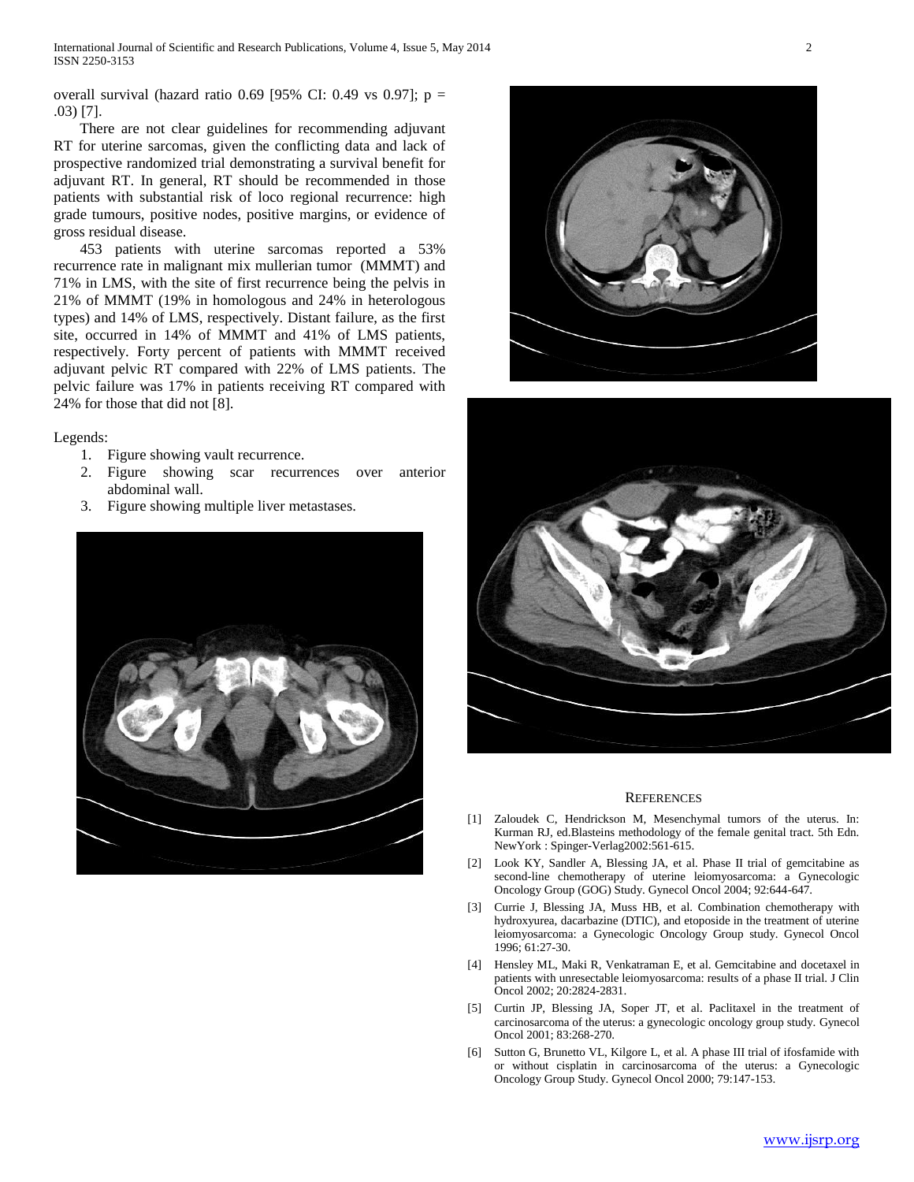overall survival (hazard ratio 0.69 [95% CI: 0.49 vs 0.97]; p = .03) [7].

There are not clear guidelines for recommending adjuvant RT for uterine sarcomas, given the conflicting data and lack of prospective randomized trial demonstrating a survival benefit for adjuvant RT. In general, RT should be recommended in those patients with substantial risk of loco regional recurrence: high grade tumours, positive nodes, positive margins, or evidence of gross residual disease.

453 patients with uterine sarcomas reported a 53% recurrence rate in malignant mix mullerian tumor (MMMT) and 71% in LMS, with the site of first recurrence being the pelvis in 21% of MMMT (19% in homologous and 24% in heterologous types) and 14% of LMS, respectively. Distant failure, as the first site, occurred in 14% of MMMT and 41% of LMS patients, respectively. Forty percent of patients with MMMT received adjuvant pelvic RT compared with 22% of LMS patients. The pelvic failure was 17% in patients receiving RT compared with 24% for those that did not [8].

Legends:

1. Figure showing vault recurrence.
2. Figure showing scar recurrences over anterior abdominal wall.
3. Figure showing multiple liver metastases.

## References

[1] Zaloudek C, Hendrickson M, Mesenchymal tumors of the uterus. In: Kurman RJ, ed.Blasteins methodology of the female genital tract. 5th Edn. NewYork : Spinger-Verlag2002:561-615.

[2] Look KY, Sandler A, Blessing JA, et al. Phase II trial of gemcitabine as second-line chemotherapy of uterine leiomyosarcoma: a Gynecologic Oncology Group (GOG) Study. Gynecol Oncol 2004; 92:644-647.

[3] Currie J, Blessing JA, Muss HB, et al. Combination chemotherapy with hydroxyurea, dacarbazine (DTIC), and etoposide in the treatment of uterine leiomyosarcoma: a Gynecologic Oncology Group study. Gynecol Oncol 1996; 61:27-30.

[4] Hensley ML, Maki R, Venkatraman E, et al. Gemcitabine and docetaxel in patients with unresectable leiomyosarcoma: results of a phase II trial. J Clin Oncol 2002; 20:2824-2831.

[5] Curtin JP, Blessing JA, Soper JT, et al. Paclitaxel in the treatment of carcinosarcoma of the uterus: a gynecologic oncology group study. Gynecol Oncol 2001; 83:268-270.

[6] Sutton G, Brunetto VL, Kilgore L, et al. A phase III trial of ifosfamide with or without cisplatin in carcinosarcoma of the uterus: a Gynecologic Oncology Group Study. Gynecol Oncol 2000; 79:147-153.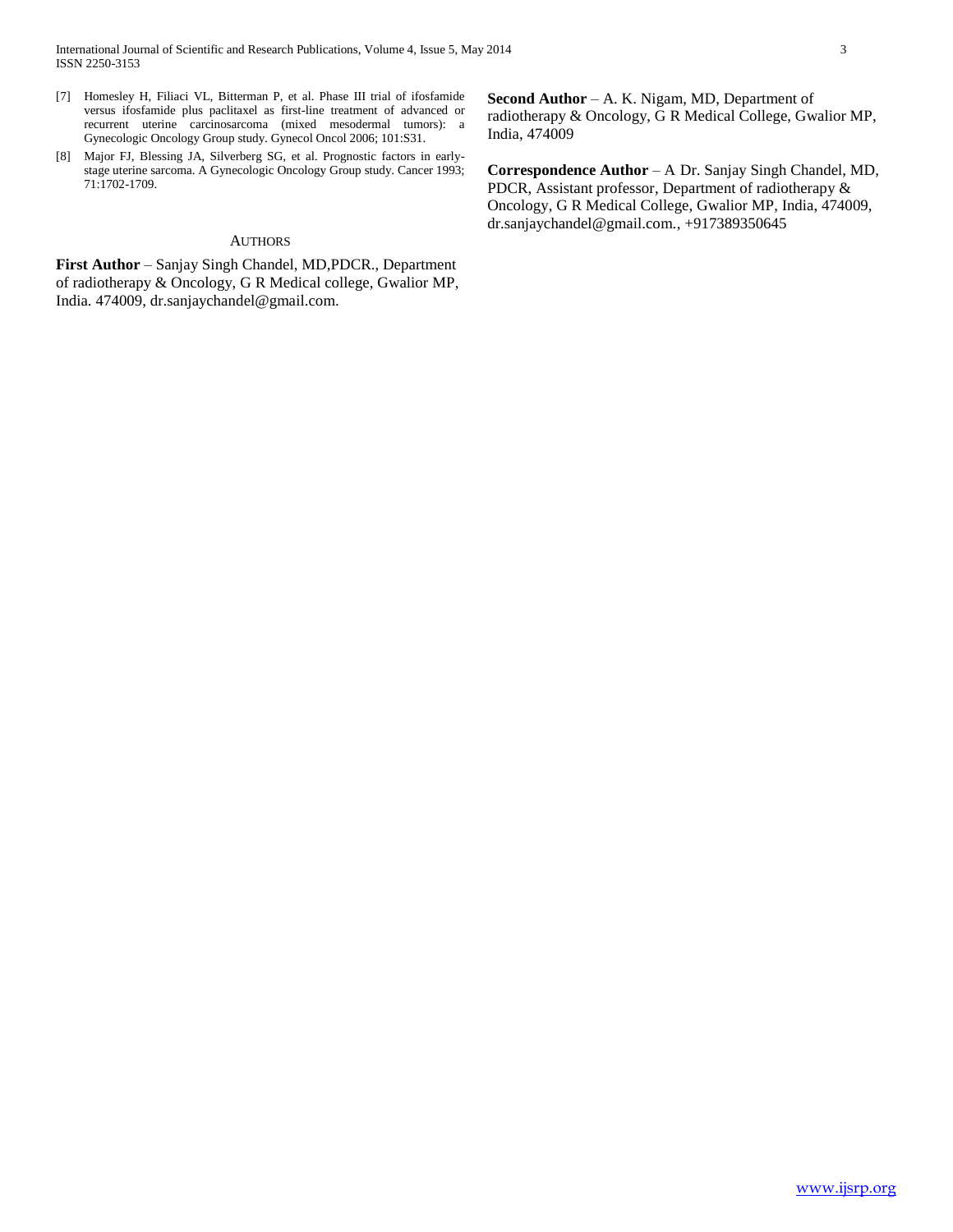[7] Homesley H, Filiaci VL, Bitterman P, et al. Phase III trial of ifosfamide versus ifosfamide plus paclitaxel as first-line treatment of advanced or recurrent uterine carcinosarcoma (mixed mesodermal tumors): a Gynecologic Oncology Group study. Gynecol Oncol 2006; 101:S31.

[8] Major FJ, Blessing JA, Silverberg SG, et al. Prognostic factors in early-stage uterine sarcoma. A Gynecologic Oncology Group study. Cancer 1993; 71:1702-1709.

## AUTHORS

**First Author** – Sanjay Singh Chandel, MD,PDCR., Department of radiotherapy & Oncology, G R Medical college, Gwalior MP, India. 474009, dr.sanjaychandel@gmail.com.

**Second Author** – A. K. Nigam, MD, Department of radiotherapy & Oncology, G R Medical College, Gwalior MP, India, 474009

**Correspondence Author** – A Dr. Sanjay Singh Chandel, MD, PDCR, Assistant professor, Department of radiotherapy & Oncology, G R Medical College, Gwalior MP, India, 474009, dr.sanjaychandel@gmail.com., +917389350645